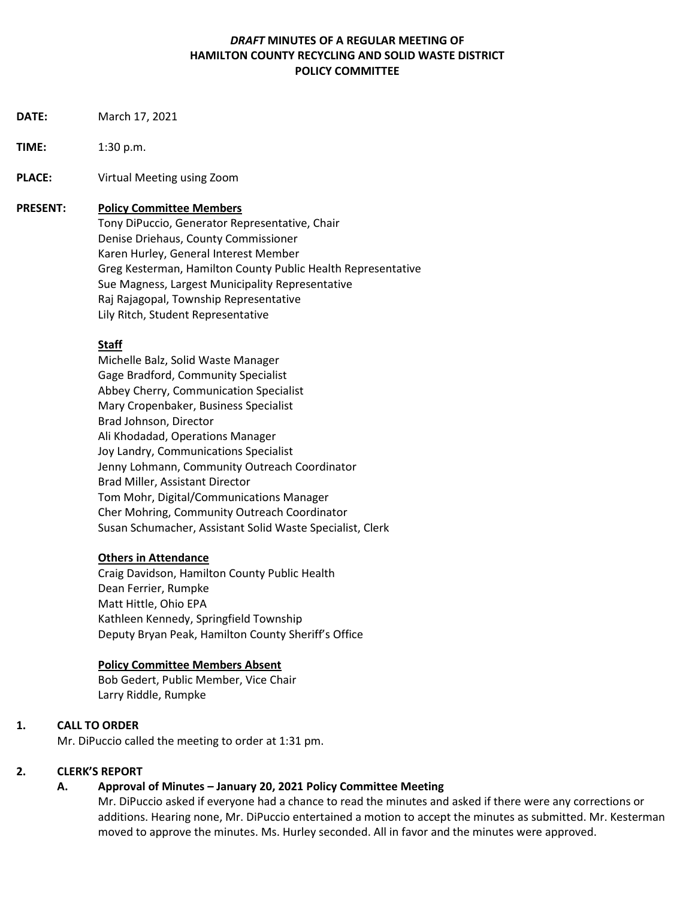# *DRAFT* MINUTES OF A REGULAR MEETING OF HAMILTON COUNTY RECYCLING AND SOLID WASTE DISTRICT POLICY COMMITTEE

**DATE:** March 17, 2021

**TIME:** 1:30 p.m.

**PLACE:** Virtual Meeting using Zoom

**PRESENT:**

**Policy Committee Members**

Tony DiPuccio, Generator Representative, Chair
Denise Driehaus, County Commissioner
Karen Hurley, General Interest Member
Greg Kesterman, Hamilton County Public Health Representative
Sue Magness, Largest Municipality Representative
Raj Rajagopal, Township Representative
Lily Ritch, Student Representative

**Staff**

Michelle Balz, Solid Waste Manager
Gage Bradford, Community Specialist
Abbey Cherry, Communication Specialist
Mary Cropenbaker, Business Specialist
Brad Johnson, Director
Ali Khodadad, Operations Manager
Joy Landry, Communications Specialist
Jenny Lohmann, Community Outreach Coordinator
Brad Miller, Assistant Director
Tom Mohr, Digital/Communications Manager
Cher Mohring, Community Outreach Coordinator
Susan Schumacher, Assistant Solid Waste Specialist, Clerk

**Others in Attendance**

Craig Davidson, Hamilton County Public Health
Dean Ferrier, Rumpke
Matt Hittle, Ohio EPA
Kathleen Kennedy, Springfield Township
Deputy Bryan Peak, Hamilton County Sheriff's Office

**Policy Committee Members Absent**

Bob Gedert, Public Member, Vice Chair
Larry Riddle, Rumpke

## 1. CALL TO ORDER

Mr. DiPuccio called the meeting to order at 1:31 pm.

## 2. CLERK'S REPORT

### A. Approval of Minutes – January 20, 2021 Policy Committee Meeting

Mr. DiPuccio asked if everyone had a chance to read the minutes and asked if there were any corrections or additions. Hearing none, Mr. DiPuccio entertained a motion to accept the minutes as submitted. Mr. Kesterman moved to approve the minutes. Ms. Hurley seconded. All in favor and the minutes were approved.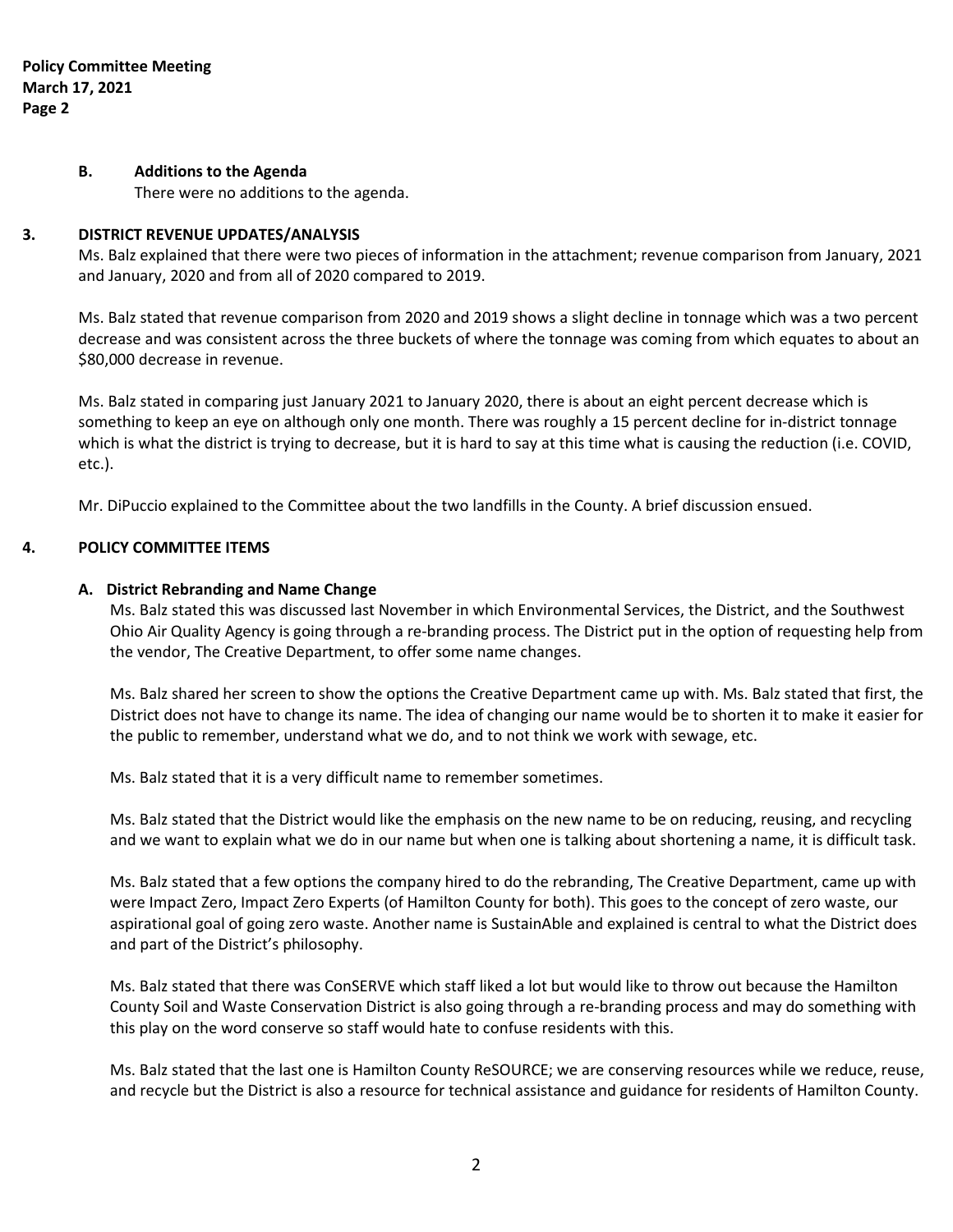### B. Additions to the Agenda

There were no additions to the agenda.

## 3. DISTRICT REVENUE UPDATES/ANALYSIS

Ms. Balz explained that there were two pieces of information in the attachment; revenue comparison from January, 2021 and January, 2020 and from all of 2020 compared to 2019.

Ms. Balz stated that revenue comparison from 2020 and 2019 shows a slight decline in tonnage which was a two percent decrease and was consistent across the three buckets of where the tonnage was coming from which equates to about an $80,000 decrease in revenue.

Ms. Balz stated in comparing just January 2021 to January 2020, there is about an eight percent decrease which is something to keep an eye on although only one month. There was roughly a 15 percent decline for in-district tonnage which is what the district is trying to decrease, but it is hard to say at this time what is causing the reduction (i.e. COVID, etc.).

Mr. DiPuccio explained to the Committee about the two landfills in the County. A brief discussion ensued.

## 4. POLICY COMMITTEE ITEMS

### A. District Rebranding and Name Change

Ms. Balz stated this was discussed last November in which Environmental Services, the District, and the Southwest Ohio Air Quality Agency is going through a re-branding process. The District put in the option of requesting help from the vendor, The Creative Department, to offer some name changes.

Ms. Balz shared her screen to show the options the Creative Department came up with. Ms. Balz stated that first, the District does not have to change its name. The idea of changing our name would be to shorten it to make it easier for the public to remember, understand what we do, and to not think we work with sewage, etc.

Ms. Balz stated that it is a very difficult name to remember sometimes.

Ms. Balz stated that the District would like the emphasis on the new name to be on reducing, reusing, and recycling and we want to explain what we do in our name but when one is talking about shortening a name, it is difficult task.

Ms. Balz stated that a few options the company hired to do the rebranding, The Creative Department, came up with were Impact Zero, Impact Zero Experts (of Hamilton County for both). This goes to the concept of zero waste, our aspirational goal of going zero waste. Another name is SustainAble and explained is central to what the District does and part of the District's philosophy.

Ms. Balz stated that there was ConSERVE which staff liked a lot but would like to throw out because the Hamilton County Soil and Waste Conservation District is also going through a re-branding process and may do something with this play on the word conserve so staff would hate to confuse residents with this.

Ms. Balz stated that the last one is Hamilton County ReSOURCE; we are conserving resources while we reduce, reuse, and recycle but the District is also a resource for technical assistance and guidance for residents of Hamilton County.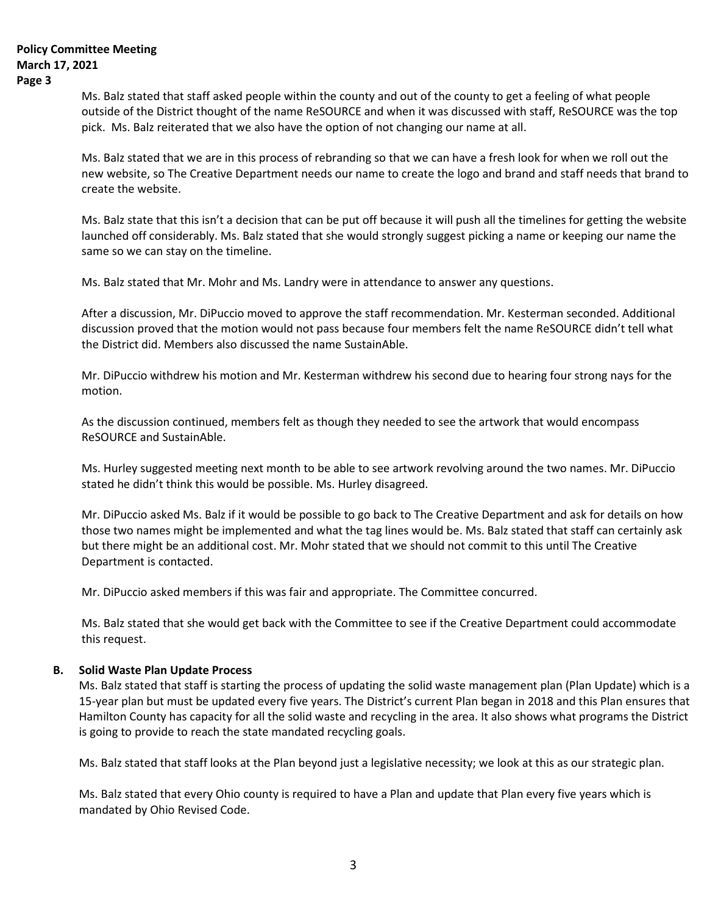Ms. Balz stated that staff asked people within the county and out of the county to get a feeling of what people outside of the District thought of the name ReSOURCE and when it was discussed with staff, ReSOURCE was the top pick. Ms. Balz reiterated that we also have the option of not changing our name at all.

Ms. Balz stated that we are in this process of rebranding so that we can have a fresh look for when we roll out the new website, so The Creative Department needs our name to create the logo and brand and staff needs that brand to create the website.

Ms. Balz state that this isn't a decision that can be put off because it will push all the timelines for getting the website launched off considerably. Ms. Balz stated that she would strongly suggest picking a name or keeping our name the same so we can stay on the timeline.

Ms. Balz stated that Mr. Mohr and Ms. Landry were in attendance to answer any questions.

After a discussion, Mr. DiPuccio moved to approve the staff recommendation. Mr. Kesterman seconded. Additional discussion proved that the motion would not pass because four members felt the name ReSOURCE didn't tell what the District did. Members also discussed the name SustainAble.

Mr. DiPuccio withdrew his motion and Mr. Kesterman withdrew his second due to hearing four strong nays for the motion.

As the discussion continued, members felt as though they needed to see the artwork that would encompass ReSOURCE and SustainAble.

Ms. Hurley suggested meeting next month to be able to see artwork revolving around the two names. Mr. DiPuccio stated he didn't think this would be possible. Ms. Hurley disagreed.

Mr. DiPuccio asked Ms. Balz if it would be possible to go back to The Creative Department and ask for details on how those two names might be implemented and what the tag lines would be. Ms. Balz stated that staff can certainly ask but there might be an additional cost. Mr. Mohr stated that we should not commit to this until The Creative Department is contacted.

Mr. DiPuccio asked members if this was fair and appropriate. The Committee concurred.

Ms. Balz stated that she would get back with the Committee to see if the Creative Department could accommodate this request.

**B. Solid Waste Plan Update Process**

Ms. Balz stated that staff is starting the process of updating the solid waste management plan (Plan Update) which is a 15-year plan but must be updated every five years. The District's current Plan began in 2018 and this Plan ensures that Hamilton County has capacity for all the solid waste and recycling in the area. It also shows what programs the District is going to provide to reach the state mandated recycling goals.

Ms. Balz stated that staff looks at the Plan beyond just a legislative necessity; we look at this as our strategic plan.

Ms. Balz stated that every Ohio county is required to have a Plan and update that Plan every five years which is mandated by Ohio Revised Code.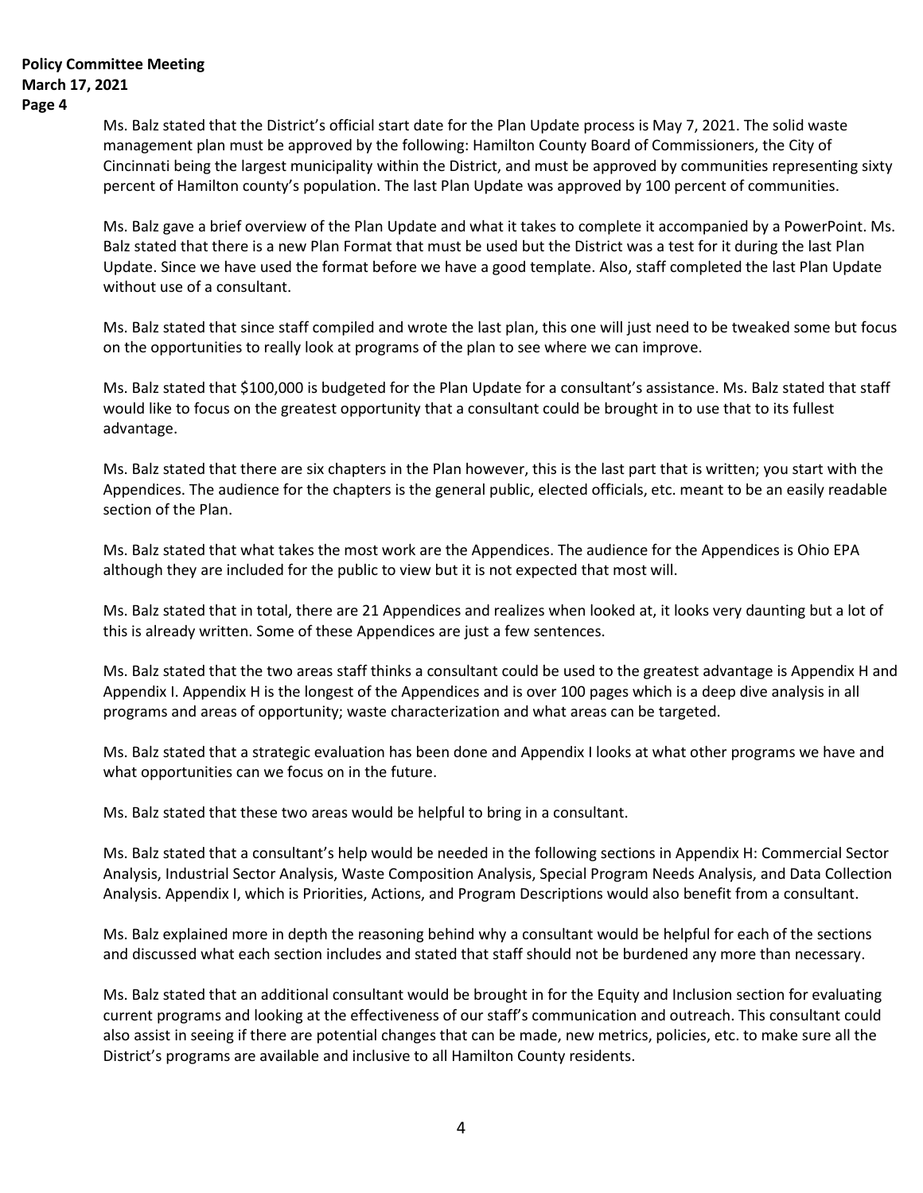Ms. Balz stated that the District's official start date for the Plan Update process is May 7, 2021. The solid waste management plan must be approved by the following: Hamilton County Board of Commissioners, the City of Cincinnati being the largest municipality within the District, and must be approved by communities representing sixty percent of Hamilton county's population. The last Plan Update was approved by 100 percent of communities.

Ms. Balz gave a brief overview of the Plan Update and what it takes to complete it accompanied by a PowerPoint. Ms. Balz stated that there is a new Plan Format that must be used but the District was a test for it during the last Plan Update. Since we have used the format before we have a good template. Also, staff completed the last Plan Update without use of a consultant.

Ms. Balz stated that since staff compiled and wrote the last plan, this one will just need to be tweaked some but focus on the opportunities to really look at programs of the plan to see where we can improve.

Ms. Balz stated that $100,000 is budgeted for the Plan Update for a consultant's assistance. Ms. Balz stated that staff would like to focus on the greatest opportunity that a consultant could be brought in to use that to its fullest advantage.

Ms. Balz stated that there are six chapters in the Plan however, this is the last part that is written; you start with the Appendices. The audience for the chapters is the general public, elected officials, etc. meant to be an easily readable section of the Plan.

Ms. Balz stated that what takes the most work are the Appendices. The audience for the Appendices is Ohio EPA although they are included for the public to view but it is not expected that most will.

Ms. Balz stated that in total, there are 21 Appendices and realizes when looked at, it looks very daunting but a lot of this is already written. Some of these Appendices are just a few sentences.

Ms. Balz stated that the two areas staff thinks a consultant could be used to the greatest advantage is Appendix H and Appendix I. Appendix H is the longest of the Appendices and is over 100 pages which is a deep dive analysis in all programs and areas of opportunity; waste characterization and what areas can be targeted.

Ms. Balz stated that a strategic evaluation has been done and Appendix I looks at what other programs we have and what opportunities can we focus on in the future.

Ms. Balz stated that these two areas would be helpful to bring in a consultant.

Ms. Balz stated that a consultant's help would be needed in the following sections in Appendix H: Commercial Sector Analysis, Industrial Sector Analysis, Waste Composition Analysis, Special Program Needs Analysis, and Data Collection Analysis. Appendix I, which is Priorities, Actions, and Program Descriptions would also benefit from a consultant.

Ms. Balz explained more in depth the reasoning behind why a consultant would be helpful for each of the sections and discussed what each section includes and stated that staff should not be burdened any more than necessary.

Ms. Balz stated that an additional consultant would be brought in for the Equity and Inclusion section for evaluating current programs and looking at the effectiveness of our staff's communication and outreach. This consultant could also assist in seeing if there are potential changes that can be made, new metrics, policies, etc. to make sure all the District's programs are available and inclusive to all Hamilton County residents.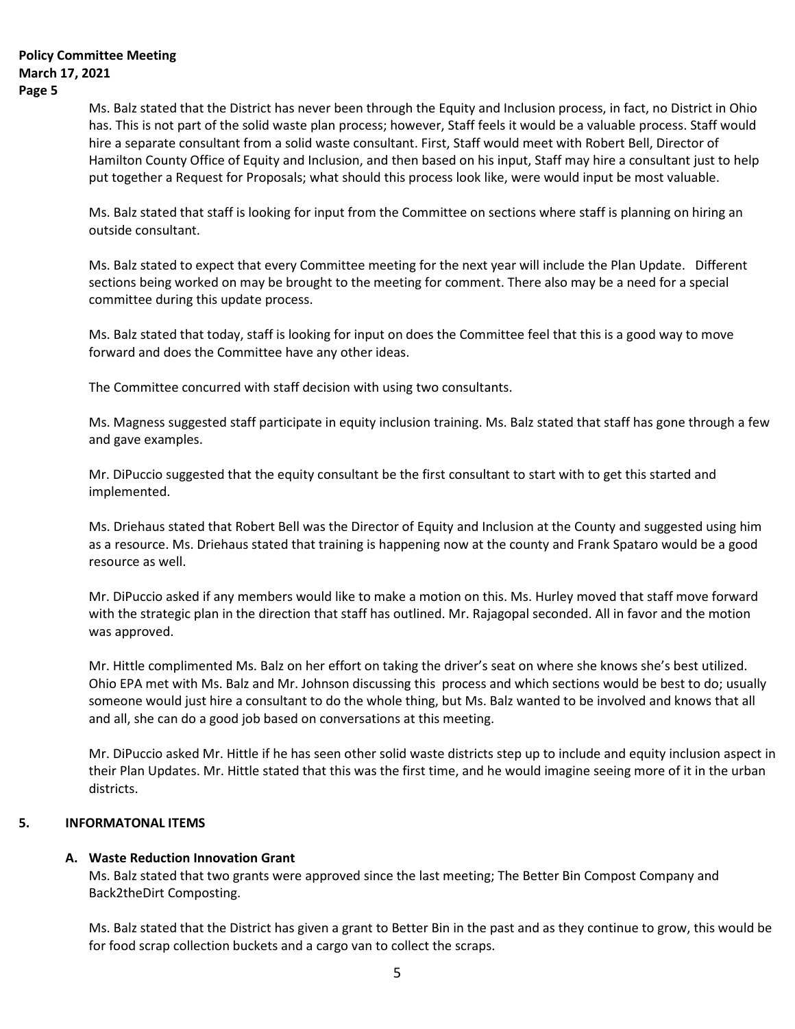Ms. Balz stated that the District has never been through the Equity and Inclusion process, in fact, no District in Ohio has. This is not part of the solid waste plan process; however, Staff feels it would be a valuable process. Staff would hire a separate consultant from a solid waste consultant. First, Staff would meet with Robert Bell, Director of Hamilton County Office of Equity and Inclusion, and then based on his input, Staff may hire a consultant just to help put together a Request for Proposals; what should this process look like, were would input be most valuable.

Ms. Balz stated that staff is looking for input from the Committee on sections where staff is planning on hiring an outside consultant.

Ms. Balz stated to expect that every Committee meeting for the next year will include the Plan Update. Different sections being worked on may be brought to the meeting for comment. There also may be a need for a special committee during this update process.

Ms. Balz stated that today, staff is looking for input on does the Committee feel that this is a good way to move forward and does the Committee have any other ideas.

The Committee concurred with staff decision with using two consultants.

Ms. Magness suggested staff participate in equity inclusion training. Ms. Balz stated that staff has gone through a few and gave examples.

Mr. DiPuccio suggested that the equity consultant be the first consultant to start with to get this started and implemented.

Ms. Driehaus stated that Robert Bell was the Director of Equity and Inclusion at the County and suggested using him as a resource. Ms. Driehaus stated that training is happening now at the county and Frank Spataro would be a good resource as well.

Mr. DiPuccio asked if any members would like to make a motion on this. Ms. Hurley moved that staff move forward with the strategic plan in the direction that staff has outlined. Mr. Rajagopal seconded. All in favor and the motion was approved.

Mr. Hittle complimented Ms. Balz on her effort on taking the driver's seat on where she knows she's best utilized. Ohio EPA met with Ms. Balz and Mr. Johnson discussing this process and which sections would be best to do; usually someone would just hire a consultant to do the whole thing, but Ms. Balz wanted to be involved and knows that all and all, she can do a good job based on conversations at this meeting.

Mr. DiPuccio asked Mr. Hittle if he has seen other solid waste districts step up to include and equity inclusion aspect in their Plan Updates. Mr. Hittle stated that this was the first time, and he would imagine seeing more of it in the urban districts.

## 5. INFORMATONAL ITEMS

### A. Waste Reduction Innovation Grant

Ms. Balz stated that two grants were approved since the last meeting; The Better Bin Compost Company and Back2theDirt Composting.

Ms. Balz stated that the District has given a grant to Better Bin in the past and as they continue to grow, this would be for food scrap collection buckets and a cargo van to collect the scraps.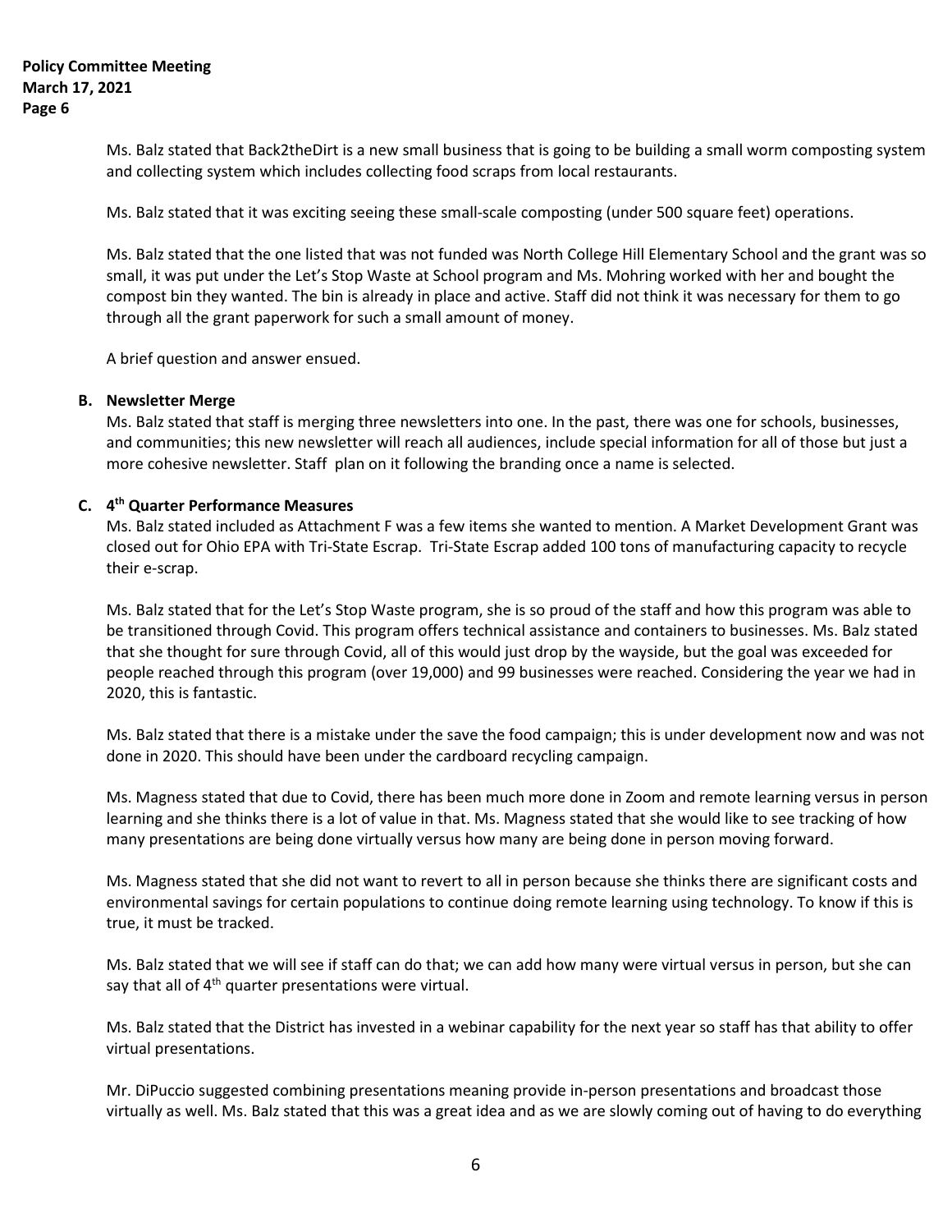Ms. Balz stated that Back2theDirt is a new small business that is going to be building a small worm composting system and collecting system which includes collecting food scraps from local restaurants.

Ms. Balz stated that it was exciting seeing these small-scale composting (under 500 square feet) operations.

Ms. Balz stated that the one listed that was not funded was North College Hill Elementary School and the grant was so small, it was put under the Let's Stop Waste at School program and Ms. Mohring worked with her and bought the compost bin they wanted. The bin is already in place and active. Staff did not think it was necessary for them to go through all the grant paperwork for such a small amount of money.

A brief question and answer ensued.

**B. Newsletter Merge**

Ms. Balz stated that staff is merging three newsletters into one. In the past, there was one for schools, businesses, and communities; this new newsletter will reach all audiences, include special information for all of those but just a more cohesive newsletter. Staff plan on it following the branding once a name is selected.

**C. 4th Quarter Performance Measures**

Ms. Balz stated included as Attachment F was a few items she wanted to mention. A Market Development Grant was closed out for Ohio EPA with Tri-State Escrap. Tri-State Escrap added 100 tons of manufacturing capacity to recycle their e-scrap.

Ms. Balz stated that for the Let's Stop Waste program, she is so proud of the staff and how this program was able to be transitioned through Covid. This program offers technical assistance and containers to businesses. Ms. Balz stated that she thought for sure through Covid, all of this would just drop by the wayside, but the goal was exceeded for people reached through this program (over 19,000) and 99 businesses were reached. Considering the year we had in 2020, this is fantastic.

Ms. Balz stated that there is a mistake under the save the food campaign; this is under development now and was not done in 2020. This should have been under the cardboard recycling campaign.

Ms. Magness stated that due to Covid, there has been much more done in Zoom and remote learning versus in person learning and she thinks there is a lot of value in that. Ms. Magness stated that she would like to see tracking of how many presentations are being done virtually versus how many are being done in person moving forward.

Ms. Magness stated that she did not want to revert to all in person because she thinks there are significant costs and environmental savings for certain populations to continue doing remote learning using technology. To know if this is true, it must be tracked.

Ms. Balz stated that we will see if staff can do that; we can add how many were virtual versus in person, but she can say that all of 4th quarter presentations were virtual.

Ms. Balz stated that the District has invested in a webinar capability for the next year so staff has that ability to offer virtual presentations.

Mr. DiPuccio suggested combining presentations meaning provide in-person presentations and broadcast those virtually as well. Ms. Balz stated that this was a great idea and as we are slowly coming out of having to do everything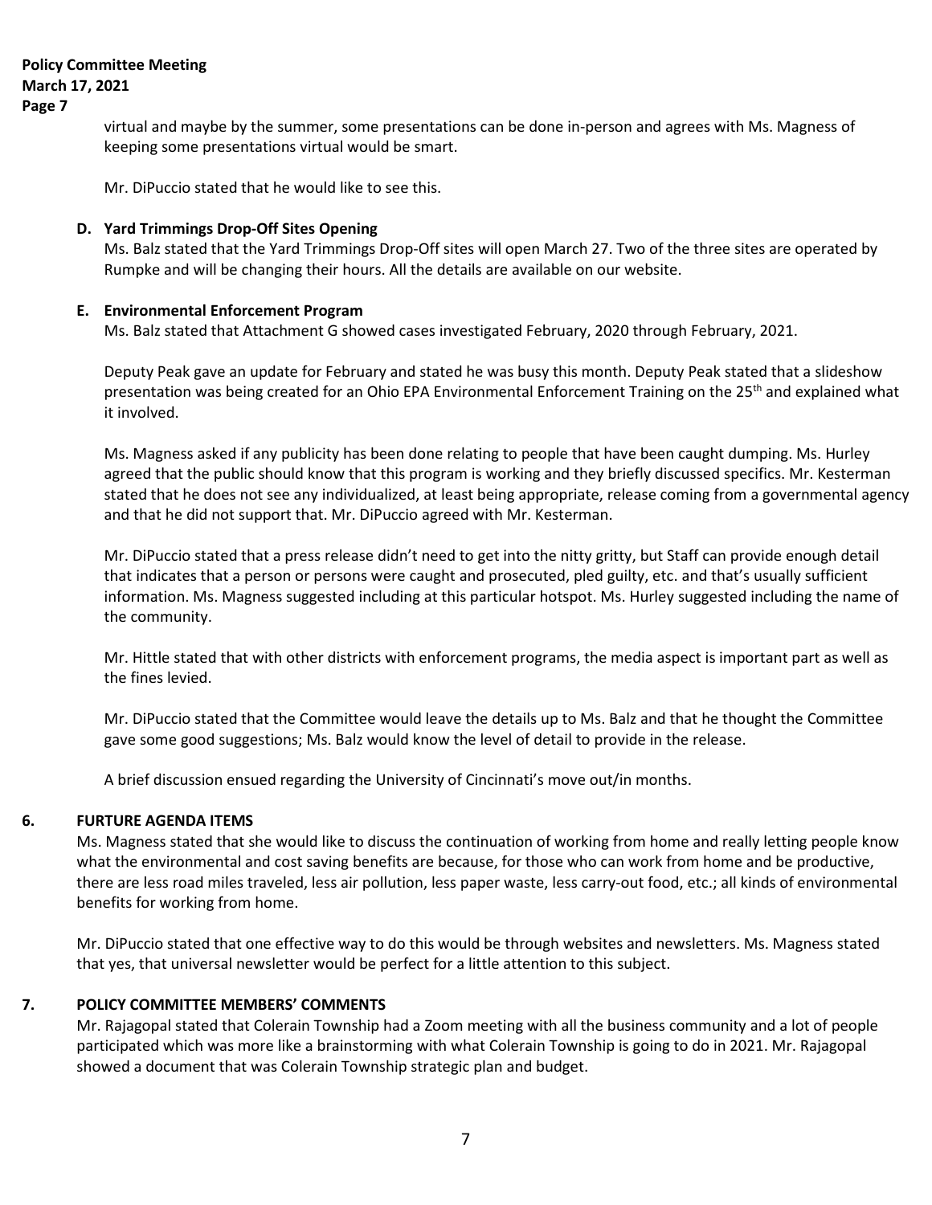virtual and maybe by the summer, some presentations can be done in-person and agrees with Ms. Magness of keeping some presentations virtual would be smart.

Mr. DiPuccio stated that he would like to see this.

**D. Yard Trimmings Drop-Off Sites Opening**

Ms. Balz stated that the Yard Trimmings Drop-Off sites will open March 27. Two of the three sites are operated by Rumpke and will be changing their hours. All the details are available on our website.

**E. Environmental Enforcement Program**

Ms. Balz stated that Attachment G showed cases investigated February, 2020 through February, 2021.

Deputy Peak gave an update for February and stated he was busy this month. Deputy Peak stated that a slideshow presentation was being created for an Ohio EPA Environmental Enforcement Training on the 25th and explained what it involved.

Ms. Magness asked if any publicity has been done relating to people that have been caught dumping. Ms. Hurley agreed that the public should know that this program is working and they briefly discussed specifics. Mr. Kesterman stated that he does not see any individualized, at least being appropriate, release coming from a governmental agency and that he did not support that. Mr. DiPuccio agreed with Mr. Kesterman.

Mr. DiPuccio stated that a press release didn't need to get into the nitty gritty, but Staff can provide enough detail that indicates that a person or persons were caught and prosecuted, pled guilty, etc. and that's usually sufficient information. Ms. Magness suggested including at this particular hotspot. Ms. Hurley suggested including the name of the community.

Mr. Hittle stated that with other districts with enforcement programs, the media aspect is important part as well as the fines levied.

Mr. DiPuccio stated that the Committee would leave the details up to Ms. Balz and that he thought the Committee gave some good suggestions; Ms. Balz would know the level of detail to provide in the release.

A brief discussion ensued regarding the University of Cincinnati's move out/in months.

## 6. FURTURE AGENDA ITEMS

Ms. Magness stated that she would like to discuss the continuation of working from home and really letting people know what the environmental and cost saving benefits are because, for those who can work from home and be productive, there are less road miles traveled, less air pollution, less paper waste, less carry-out food, etc.; all kinds of environmental benefits for working from home.

Mr. DiPuccio stated that one effective way to do this would be through websites and newsletters. Ms. Magness stated that yes, that universal newsletter would be perfect for a little attention to this subject.

## 7. POLICY COMMITTEE MEMBERS' COMMENTS

Mr. Rajagopal stated that Colerain Township had a Zoom meeting with all the business community and a lot of people participated which was more like a brainstorming with what Colerain Township is going to do in 2021. Mr. Rajagopal showed a document that was Colerain Township strategic plan and budget.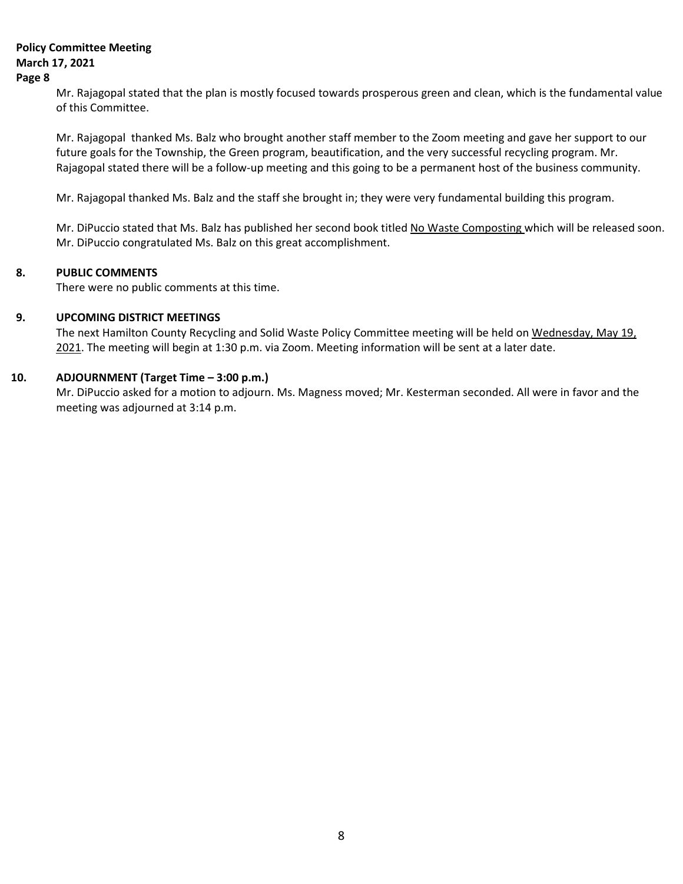Mr. Rajagopal stated that the plan is mostly focused towards prosperous green and clean, which is the fundamental value of this Committee.

Mr. Rajagopal thanked Ms. Balz who brought another staff member to the Zoom meeting and gave her support to our future goals for the Township, the Green program, beautification, and the very successful recycling program. Mr. Rajagopal stated there will be a follow-up meeting and this going to be a permanent host of the business community.

Mr. Rajagopal thanked Ms. Balz and the staff she brought in; they were very fundamental building this program.

Mr. DiPuccio stated that Ms. Balz has published her second book titled No Waste Composting which will be released soon. Mr. DiPuccio congratulated Ms. Balz on this great accomplishment.

**8. PUBLIC COMMENTS**

There were no public comments at this time.

**9. UPCOMING DISTRICT MEETINGS**

The next Hamilton County Recycling and Solid Waste Policy Committee meeting will be held on Wednesday, May 19, 2021. The meeting will begin at 1:30 p.m. via Zoom. Meeting information will be sent at a later date.

**10. ADJOURNMENT (Target Time – 3:00 p.m.)**

Mr. DiPuccio asked for a motion to adjourn. Ms. Magness moved; Mr. Kesterman seconded. All were in favor and the meeting was adjourned at 3:14 p.m.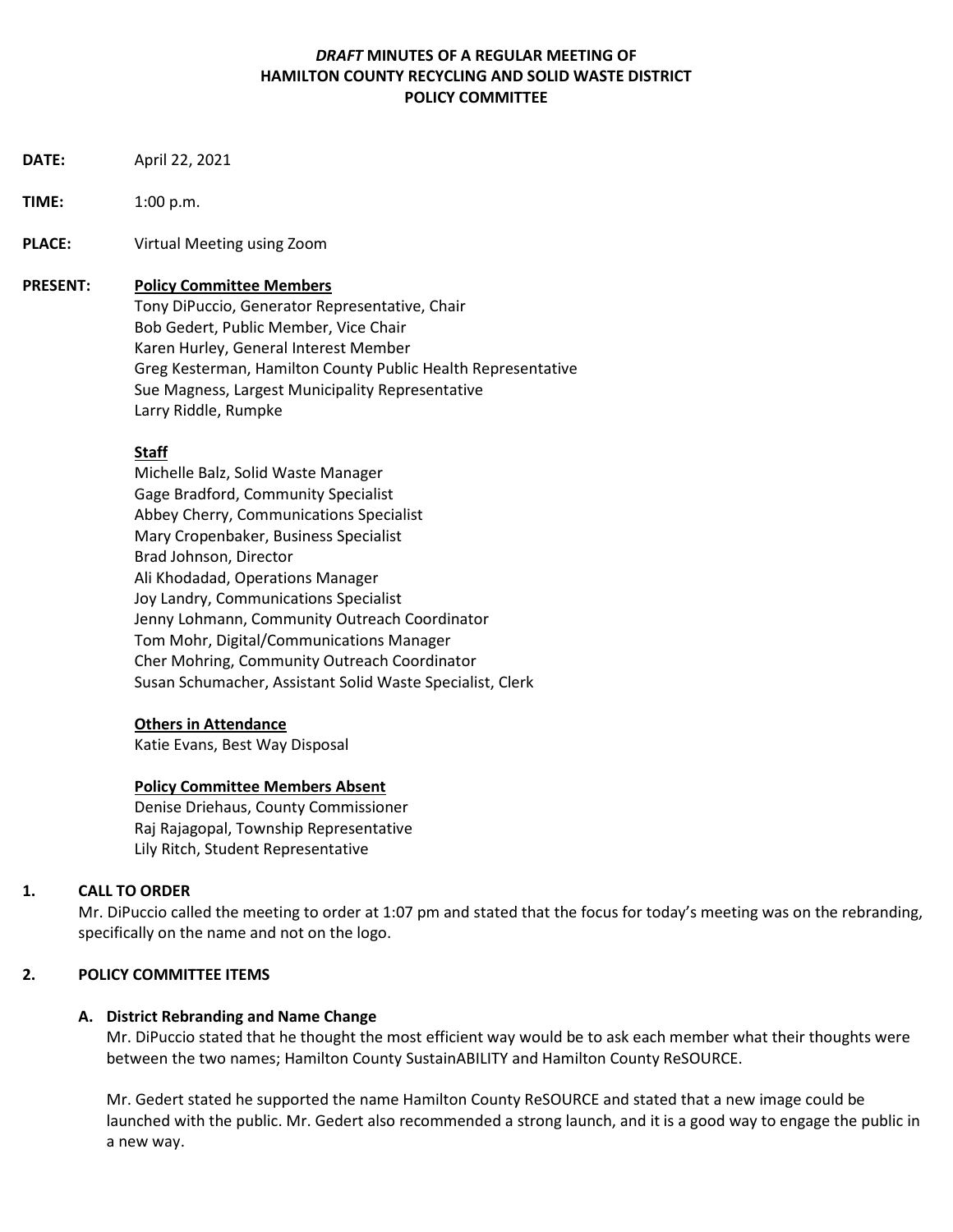# *DRAFT* MINUTES OF A REGULAR MEETING OF HAMILTON COUNTY RECYCLING AND SOLID WASTE DISTRICT POLICY COMMITTEE

**DATE:** April 22, 2021

**TIME:** 1:00 p.m.

**PLACE:** Virtual Meeting using Zoom

**PRESENT:**

**Policy Committee Members**

Tony DiPuccio, Generator Representative, Chair
Bob Gedert, Public Member, Vice Chair
Karen Hurley, General Interest Member
Greg Kesterman, Hamilton County Public Health Representative
Sue Magness, Largest Municipality Representative
Larry Riddle, Rumpke

**Staff**

Michelle Balz, Solid Waste Manager
Gage Bradford, Community Specialist
Abbey Cherry, Communications Specialist
Mary Cropenbaker, Business Specialist
Brad Johnson, Director
Ali Khodadad, Operations Manager
Joy Landry, Communications Specialist
Jenny Lohmann, Community Outreach Coordinator
Tom Mohr, Digital/Communications Manager
Cher Mohring, Community Outreach Coordinator
Susan Schumacher, Assistant Solid Waste Specialist, Clerk

**Others in Attendance**

Katie Evans, Best Way Disposal

**Policy Committee Members Absent**

Denise Driehaus, County Commissioner
Raj Rajagopal, Township Representative
Lily Ritch, Student Representative

## 1. CALL TO ORDER

Mr. DiPuccio called the meeting to order at 1:07 pm and stated that the focus for today's meeting was on the rebranding, specifically on the name and not on the logo.

## 2. POLICY COMMITTEE ITEMS

### A. District Rebranding and Name Change

Mr. DiPuccio stated that he thought the most efficient way would be to ask each member what their thoughts were between the two names; Hamilton County SustainABILITY and Hamilton County ReSOURCE.

Mr. Gedert stated he supported the name Hamilton County ReSOURCE and stated that a new image could be launched with the public. Mr. Gedert also recommended a strong launch, and it is a good way to engage the public in a new way.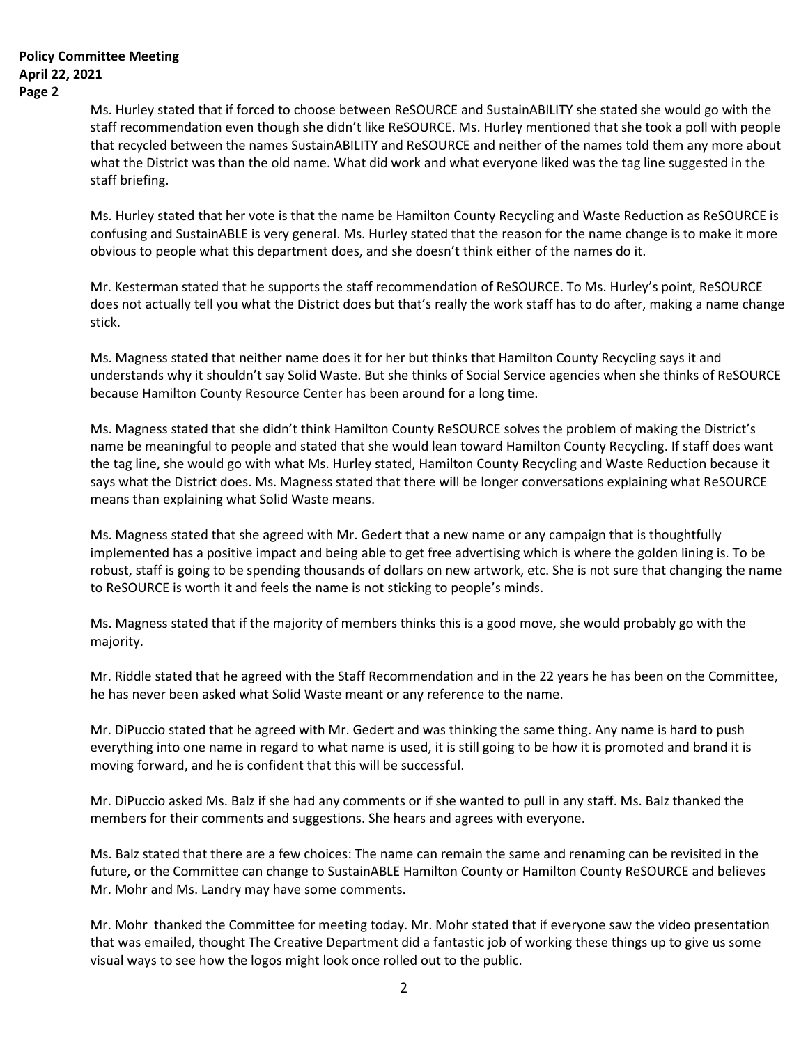Ms. Hurley stated that if forced to choose between ReSOURCE and SustainABILITY she stated she would go with the staff recommendation even though she didn't like ReSOURCE. Ms. Hurley mentioned that she took a poll with people that recycled between the names SustainABILITY and ReSOURCE and neither of the names told them any more about what the District was than the old name. What did work and what everyone liked was the tag line suggested in the staff briefing.

Ms. Hurley stated that her vote is that the name be Hamilton County Recycling and Waste Reduction as ReSOURCE is confusing and SustainABLE is very general. Ms. Hurley stated that the reason for the name change is to make it more obvious to people what this department does, and she doesn't think either of the names do it.

Mr. Kesterman stated that he supports the staff recommendation of ReSOURCE. To Ms. Hurley's point, ReSOURCE does not actually tell you what the District does but that's really the work staff has to do after, making a name change stick.

Ms. Magness stated that neither name does it for her but thinks that Hamilton County Recycling says it and understands why it shouldn't say Solid Waste. But she thinks of Social Service agencies when she thinks of ReSOURCE because Hamilton County Resource Center has been around for a long time.

Ms. Magness stated that she didn't think Hamilton County ReSOURCE solves the problem of making the District's name be meaningful to people and stated that she would lean toward Hamilton County Recycling. If staff does want the tag line, she would go with what Ms. Hurley stated, Hamilton County Recycling and Waste Reduction because it says what the District does. Ms. Magness stated that there will be longer conversations explaining what ReSOURCE means than explaining what Solid Waste means.

Ms. Magness stated that she agreed with Mr. Gedert that a new name or any campaign that is thoughtfully implemented has a positive impact and being able to get free advertising which is where the golden lining is. To be robust, staff is going to be spending thousands of dollars on new artwork, etc. She is not sure that changing the name to ReSOURCE is worth it and feels the name is not sticking to people's minds.

Ms. Magness stated that if the majority of members thinks this is a good move, she would probably go with the majority.

Mr. Riddle stated that he agreed with the Staff Recommendation and in the 22 years he has been on the Committee, he has never been asked what Solid Waste meant or any reference to the name.

Mr. DiPuccio stated that he agreed with Mr. Gedert and was thinking the same thing. Any name is hard to push everything into one name in regard to what name is used, it is still going to be how it is promoted and brand it is moving forward, and he is confident that this will be successful.

Mr. DiPuccio asked Ms. Balz if she had any comments or if she wanted to pull in any staff. Ms. Balz thanked the members for their comments and suggestions. She hears and agrees with everyone.

Ms. Balz stated that there are a few choices: The name can remain the same and renaming can be revisited in the future, or the Committee can change to SustainABLE Hamilton County or Hamilton County ReSOURCE and believes Mr. Mohr and Ms. Landry may have some comments.

Mr. Mohr thanked the Committee for meeting today. Mr. Mohr stated that if everyone saw the video presentation that was emailed, thought The Creative Department did a fantastic job of working these things up to give us some visual ways to see how the logos might look once rolled out to the public.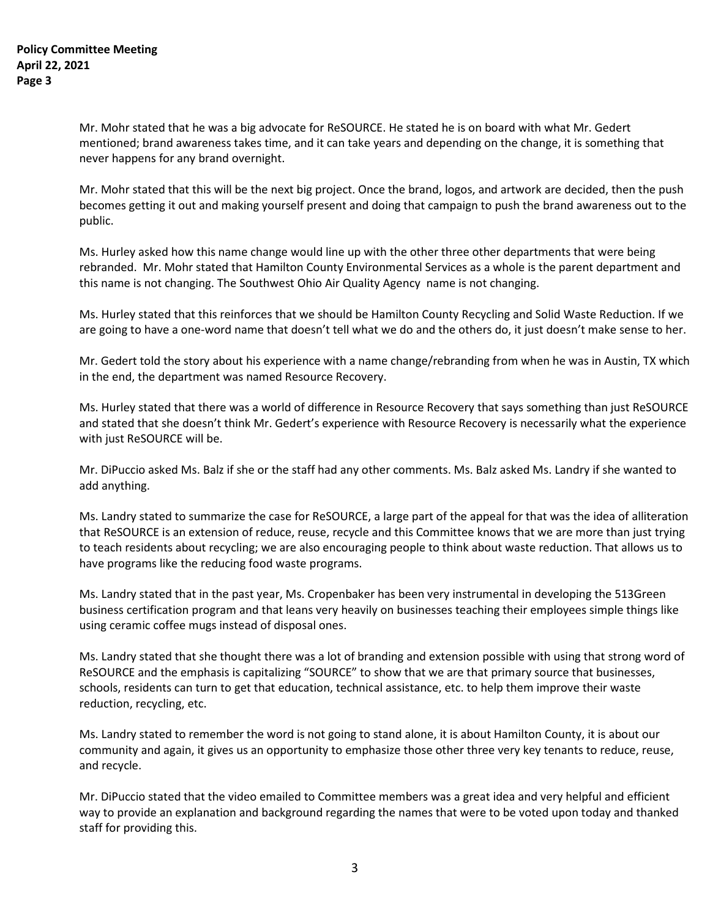Mr. Mohr stated that he was a big advocate for ReSOURCE. He stated he is on board with what Mr. Gedert mentioned; brand awareness takes time, and it can take years and depending on the change, it is something that never happens for any brand overnight.

Mr. Mohr stated that this will be the next big project. Once the brand, logos, and artwork are decided, then the push becomes getting it out and making yourself present and doing that campaign to push the brand awareness out to the public.

Ms. Hurley asked how this name change would line up with the other three other departments that were being rebranded. Mr. Mohr stated that Hamilton County Environmental Services as a whole is the parent department and this name is not changing. The Southwest Ohio Air Quality Agency name is not changing.

Ms. Hurley stated that this reinforces that we should be Hamilton County Recycling and Solid Waste Reduction. If we are going to have a one-word name that doesn't tell what we do and the others do, it just doesn't make sense to her.

Mr. Gedert told the story about his experience with a name change/rebranding from when he was in Austin, TX which in the end, the department was named Resource Recovery.

Ms. Hurley stated that there was a world of difference in Resource Recovery that says something than just ReSOURCE and stated that she doesn't think Mr. Gedert's experience with Resource Recovery is necessarily what the experience with just ReSOURCE will be.

Mr. DiPuccio asked Ms. Balz if she or the staff had any other comments. Ms. Balz asked Ms. Landry if she wanted to add anything.

Ms. Landry stated to summarize the case for ReSOURCE, a large part of the appeal for that was the idea of alliteration that ReSOURCE is an extension of reduce, reuse, recycle and this Committee knows that we are more than just trying to teach residents about recycling; we are also encouraging people to think about waste reduction. That allows us to have programs like the reducing food waste programs.

Ms. Landry stated that in the past year, Ms. Cropenbaker has been very instrumental in developing the 513Green business certification program and that leans very heavily on businesses teaching their employees simple things like using ceramic coffee mugs instead of disposal ones.

Ms. Landry stated that she thought there was a lot of branding and extension possible with using that strong word of ReSOURCE and the emphasis is capitalizing "SOURCE" to show that we are that primary source that businesses, schools, residents can turn to get that education, technical assistance, etc. to help them improve their waste reduction, recycling, etc.

Ms. Landry stated to remember the word is not going to stand alone, it is about Hamilton County, it is about our community and again, it gives us an opportunity to emphasize those other three very key tenants to reduce, reuse, and recycle.

Mr. DiPuccio stated that the video emailed to Committee members was a great idea and very helpful and efficient way to provide an explanation and background regarding the names that were to be voted upon today and thanked staff for providing this.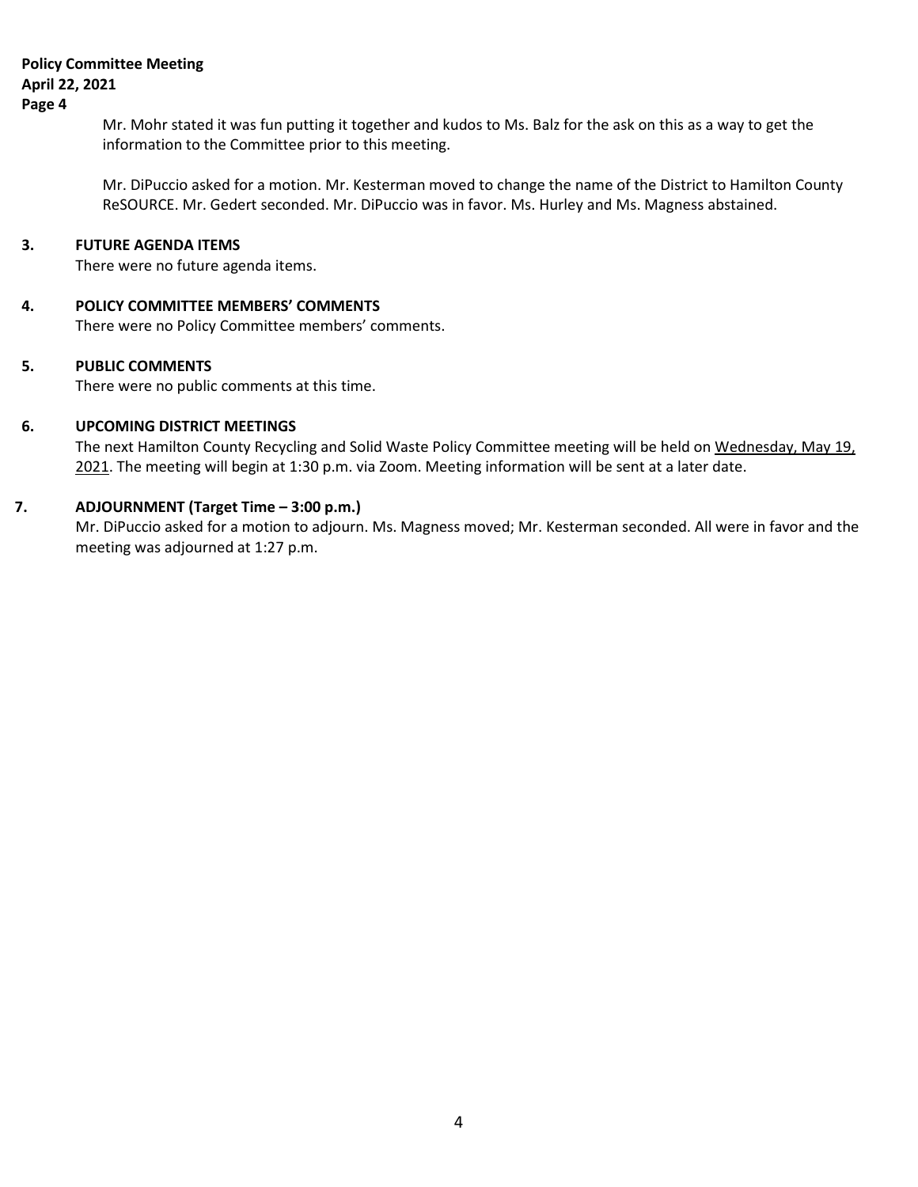Mr. Mohr stated it was fun putting it together and kudos to Ms. Balz for the ask on this as a way to get the information to the Committee prior to this meeting.

Mr. DiPuccio asked for a motion. Mr. Kesterman moved to change the name of the District to Hamilton County ReSOURCE. Mr. Gedert seconded. Mr. DiPuccio was in favor. Ms. Hurley and Ms. Magness abstained.

**3. FUTURE AGENDA ITEMS**

There were no future agenda items.

**4. POLICY COMMITTEE MEMBERS' COMMENTS**

There were no Policy Committee members' comments.

**5. PUBLIC COMMENTS**

There were no public comments at this time.

**6. UPCOMING DISTRICT MEETINGS**

The next Hamilton County Recycling and Solid Waste Policy Committee meeting will be held on Wednesday, May 19, 2021. The meeting will begin at 1:30 p.m. via Zoom. Meeting information will be sent at a later date.

**7. ADJOURNMENT (Target Time – 3:00 p.m.)**

Mr. DiPuccio asked for a motion to adjourn. Ms. Magness moved; Mr. Kesterman seconded. All were in favor and the meeting was adjourned at 1:27 p.m.